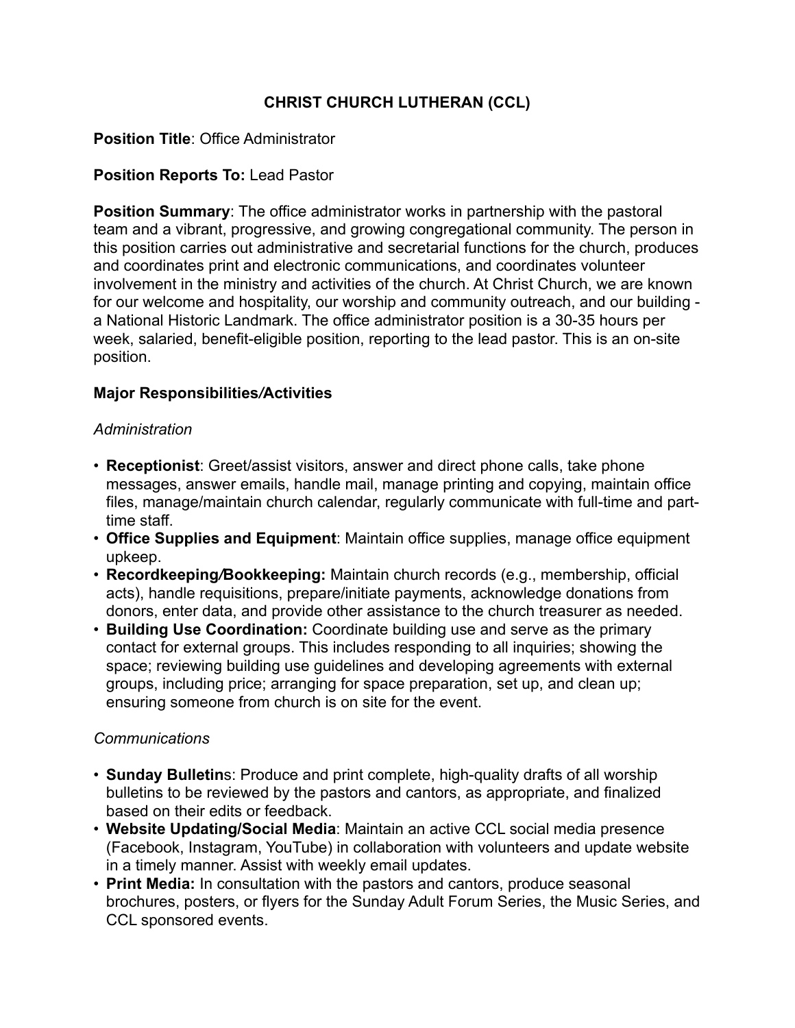# CHRIST CHURCH LUTHERAN (CCL)

**Position Title**: Office Administrator

**Position Reports To:** Lead Pastor

**Position Summary**: The office administrator works in partnership with the pastoral team and a vibrant, progressive, and growing congregational community. The person in this position carries out administrative and secretarial functions for the church, produces and coordinates print and electronic communications, and coordinates volunteer involvement in the ministry and activities of the church. At Christ Church, we are known for our welcome and hospitality, our worship and community outreach, and our building - a National Historic Landmark. The office administrator position is a 30-35 hours per week, salaried, benefit-eligible position, reporting to the lead pastor. This is an on-site position.

## Major Responsibilities/Activities

### *Administration*

- **Receptionist**: Greet/assist visitors, answer and direct phone calls, take phone messages, answer emails, handle mail, manage printing and copying, maintain office files, manage/maintain church calendar, regularly communicate with full-time and part-time staff.
- **Office Supplies and Equipment**: Maintain office supplies, manage office equipment upkeep.
- **Recordkeeping/Bookkeeping:** Maintain church records (e.g., membership, official acts), handle requisitions, prepare/initiate payments, acknowledge donations from donors, enter data, and provide other assistance to the church treasurer as needed.
- **Building Use Coordination:** Coordinate building use and serve as the primary contact for external groups. This includes responding to all inquiries; showing the space; reviewing building use guidelines and developing agreements with external groups, including price; arranging for space preparation, set up, and clean up; ensuring someone from church is on site for the event.

### *Communications*

- **Sunday Bulletins**: Produce and print complete, high-quality drafts of all worship bulletins to be reviewed by the pastors and cantors, as appropriate, and finalized based on their edits or feedback.
- **Website Updating/Social Media**: Maintain an active CCL social media presence (Facebook, Instagram, YouTube) in collaboration with volunteers and update website in a timely manner. Assist with weekly email updates.
- **Print Media:** In consultation with the pastors and cantors, produce seasonal brochures, posters, or flyers for the Sunday Adult Forum Series, the Music Series, and CCL sponsored events.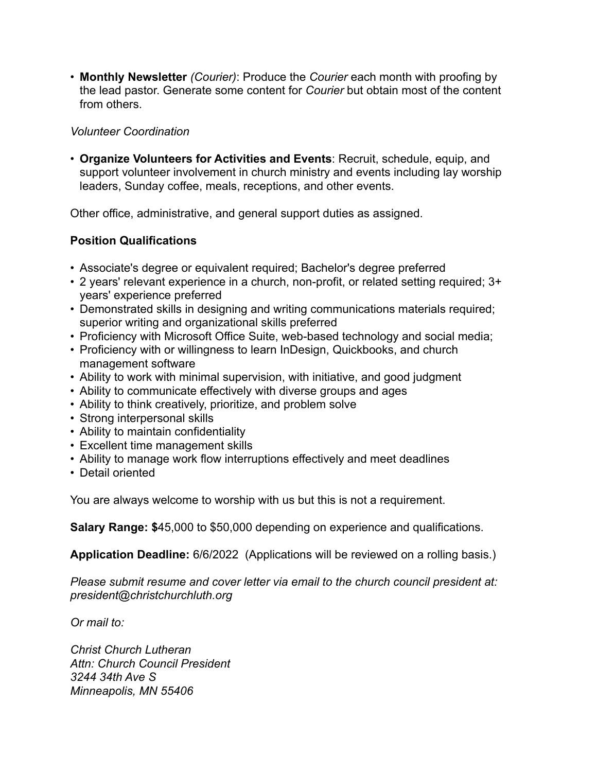- **Monthly Newsletter** *(Courier)*: Produce the *Courier* each month with proofing by the lead pastor. Generate some content for *Courier* but obtain most of the content from others.

*Volunteer Coordination*

- **Organize Volunteers for Activities and Events**: Recruit, schedule, equip, and support volunteer involvement in church ministry and events including lay worship leaders, Sunday coffee, meals, receptions, and other events.

Other office, administrative, and general support duties as assigned.

**Position Qualifications**

- Associate's degree or equivalent required; Bachelor's degree preferred
- 2 years' relevant experience in a church, non-profit, or related setting required; 3+ years' experience preferred
- Demonstrated skills in designing and writing communications materials required; superior writing and organizational skills preferred
- Proficiency with Microsoft Office Suite, web-based technology and social media;
- Proficiency with or willingness to learn InDesign, Quickbooks, and church management software
- Ability to work with minimal supervision, with initiative, and good judgment
- Ability to communicate effectively with diverse groups and ages
- Ability to think creatively, prioritize, and problem solve
- Strong interpersonal skills
- Ability to maintain confidentiality
- Excellent time management skills
- Ability to manage work flow interruptions effectively and meet deadlines
- Detail oriented

You are always welcome to worship with us but this is not a requirement.

**Salary Range: $**45,000 to $50,000 depending on experience and qualifications.

**Application Deadline:** 6/6/2022 (Applications will be reviewed on a rolling basis.)

*Please submit resume and cover letter via email to the church council president at: president@christchurchluth.org*

*Or mail to:*

*Christ Church Lutheran*
*Attn: Church Council President*
*3244 34th Ave S*
*Minneapolis, MN 55406*